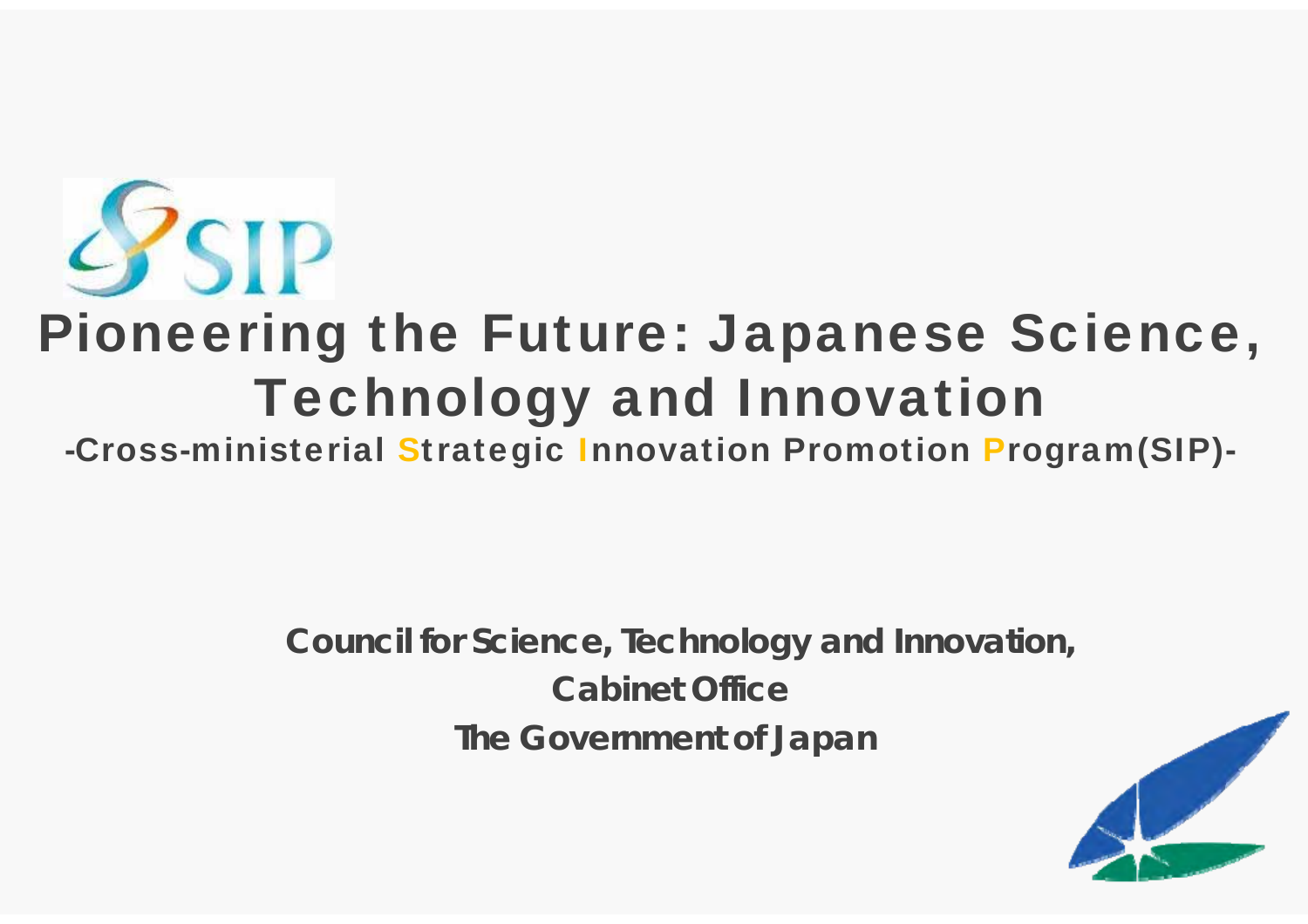SIP

# Pioneering the Future: Japanese Science, Technology and Innovation

## -Cross-ministerial Strategic Innovation Promotion Program(SIP)-

**Council for Science, Technology and Innovation,**

**Cabinet Office**

**The Government of Japan**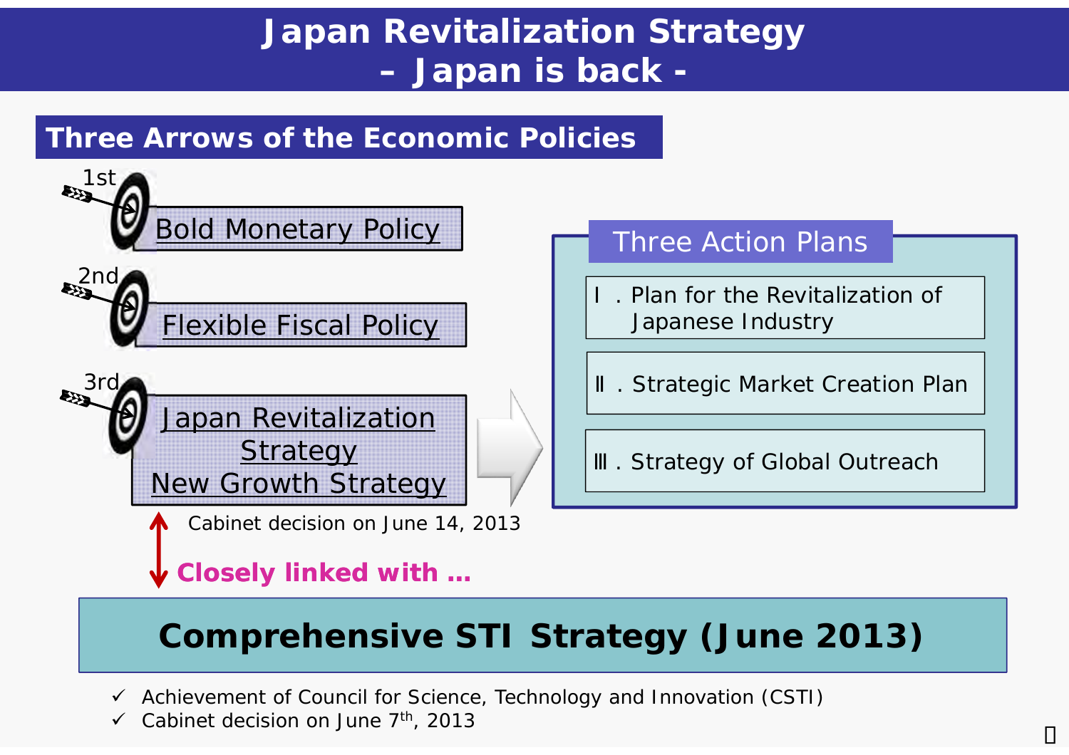# Japan Revitalization Strategy
# – Japan is back -

## Three Arrows of the Economic Policies

1st **Bold Monetary Policy**

2nd **Flexible Fiscal Policy**

3rd **Japan Revitalization Strategy**
**New Growth Strategy**

Cabinet decision on June 14, 2013

### Three Action Plans

- Ⅰ. Plan for the Revitalization of Japanese Industry
- Ⅱ. Strategic Market Creation Plan
- Ⅲ. Strategy of Global Outreach

**Closely linked with …**

## Comprehensive STI Strategy (June 2013)

- ✓ Achievement of Council for Science, Technology and Innovation (CSTI)
- ✓ Cabinet decision on June 7th, 2013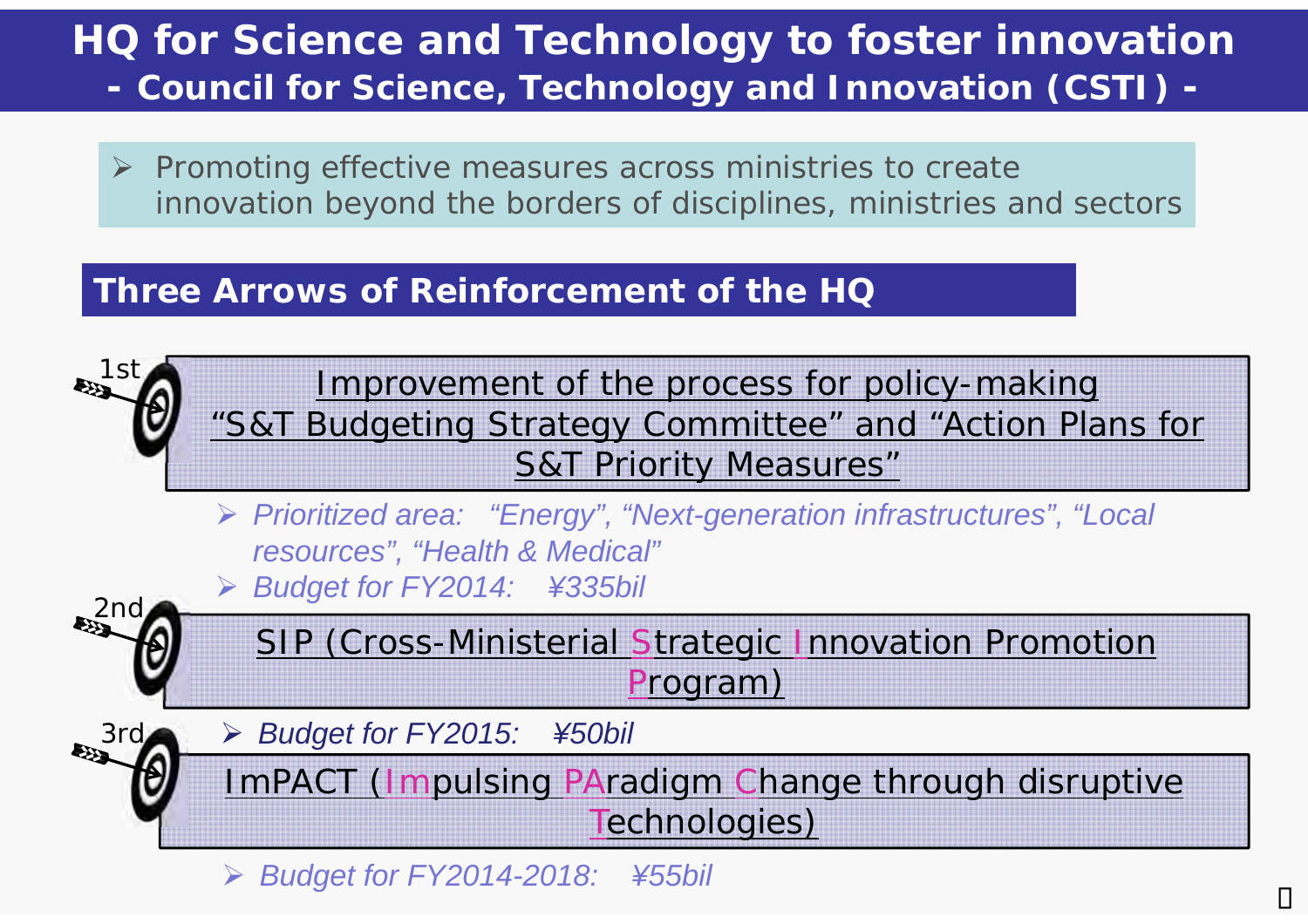# HQ for Science and Technology to foster innovation
## - Council for Science, Technology and Innovation (CSTI) -

- Promoting effective measures across ministries to create innovation beyond the borders of disciplines, ministries and sectors

## Three Arrows of Reinforcement of the HQ

1st

Improvement of the process for policy-making
"S&T Budgeting Strategy Committee" and "Action Plans for S&T Priority Measures"

- *Prioritized area: "Energy", "Next-generation infrastructures", "Local resources", "Health & Medical"*
- *Budget for FY2014: ¥335bil*

2nd

SIP (Cross-Ministerial Strategic Innovation Promotion Program)

- *Budget for FY2015: ¥50bil*

3rd

ImPACT (Impulsing PAradigm Change through disruptive Technologies)

- *Budget for FY2014-2018: ¥55bil*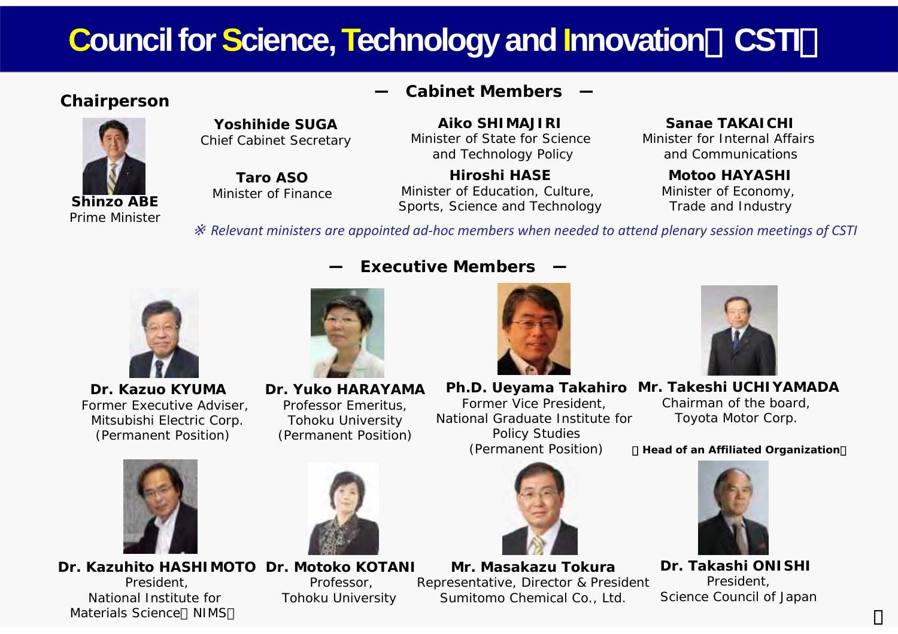# Council for Science, Technology and Innovation（CSTI）

## Chairperson

**Shinzo ABE**
Prime Minister

## — Cabinet Members —

**Yoshihide SUGA**
Chief Cabinet Secretary

**Taro ASO**
Minister of Finance

**Aiko SHIMAJIRI**
Minister of State for Science and Technology Policy

**Hiroshi HASE**
Minister of Education, Culture, Sports, Science and Technology

**Sanae TAKAICHI**
Minister for Internal Affairs and Communications

**Motoo HAYASHI**
Minister of Economy, Trade and Industry

*※ Relevant ministers are appointed ad-hoc members when needed to attend plenary session meetings of CSTI*

## — Executive Members —

**Dr. Kazuo KYUMA**
Former Executive Adviser, Mitsubishi Electric Corp.
(Permanent Position)

**Dr. Yuko HARAYAMA**
Professor Emeritus, Tohoku University
(Permanent Position)

**Ph.D. Ueyama Takahiro**
Former Vice President, National Graduate Institute for Policy Studies
(Permanent Position)

**Mr. Takeshi UCHIYAMADA**
Chairman of the board, Toyota Motor Corp.

**（Head of an Affiliated Organization）**

**Dr. Kazuhito HASHIMOTO**
President, National Institute for Materials Science（NIMS）

**Dr. Motoko KOTANI**
Professor, Tohoku University

**Mr. Masakazu Tokura**
Representative, Director & President
Sumitomo Chemical Co., Ltd.

**Dr. Takashi ONISHI**
President, Science Council of Japan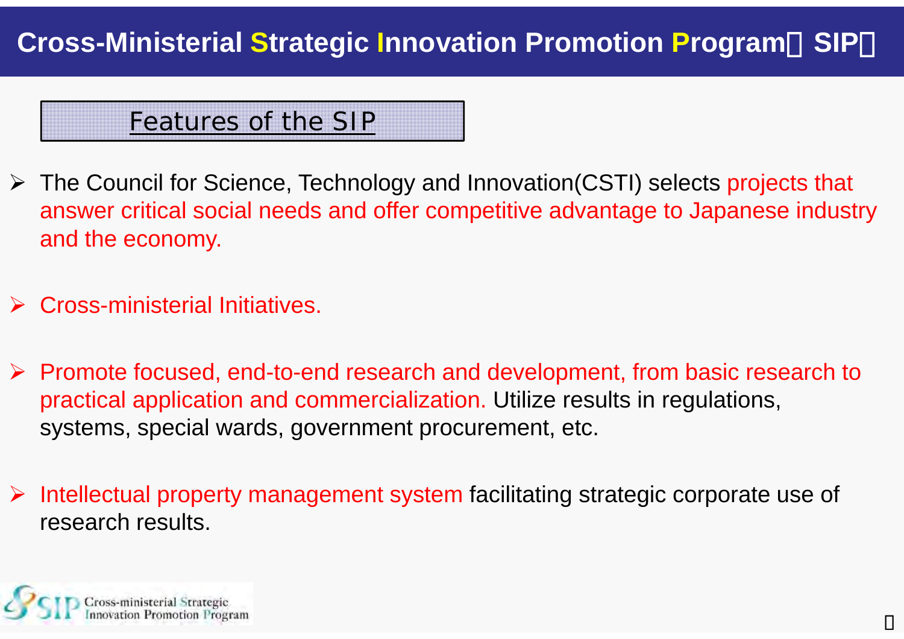# Cross-Ministerial Strategic Innovation Promotion Program（SIP）

## Features of the SIP

- The Council for Science, Technology and Innovation(CSTI) selects projects that answer critical social needs and offer competitive advantage to Japanese industry and the economy.

- Cross-ministerial Initiatives.

- Promote focused, end-to-end research and development, from basic research to practical application and commercialization. Utilize results in regulations, systems, special wards, government procurement, etc.

- Intellectual property management system facilitating strategic corporate use of research results.

SIP Cross-ministerial Strategic Innovation Promotion Program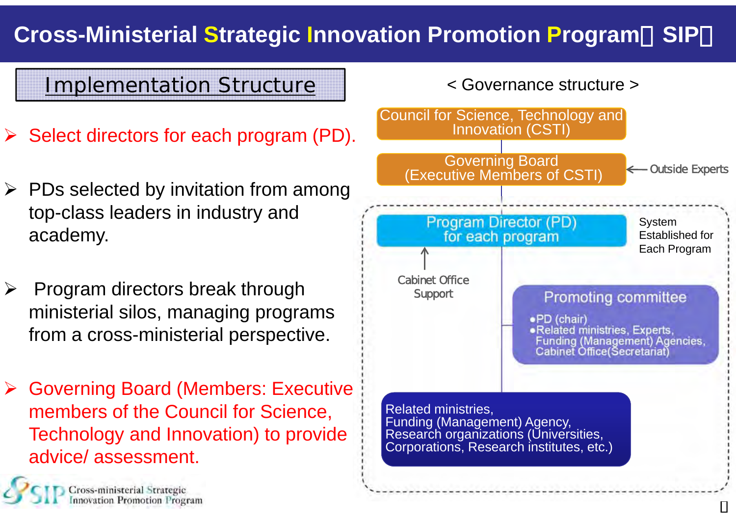# Cross-Ministerial Strategic Innovation Promotion Program（SIP）

## Implementation Structure

- Select directors for each program (PD).
- PDs selected by invitation from among top-class leaders in industry and academy.
- Program directors break through ministerial silos, managing programs from a cross-ministerial perspective.
- Governing Board (Members: Executive members of the Council for Science, Technology and Innovation) to provide advice/ assessment.

< Governance structure >

Council for Science, Technology and Innovation (CSTI)

Governing Board (Executive Members of CSTI) ← Outside Experts

System Established for Each Program:

Program Director (PD) for each program

↑ Cabinet Office Support

Promoting committee
- PD (chair)
- Related ministries, Experts, Funding (Management) Agencies, Cabinet Office(Secretariat)

Related ministries, Funding (Management) Agency, Research organizations (Universities, Corporations, Research institutes, etc.)

SIP Cross-ministerial Strategic Innovation Promotion Program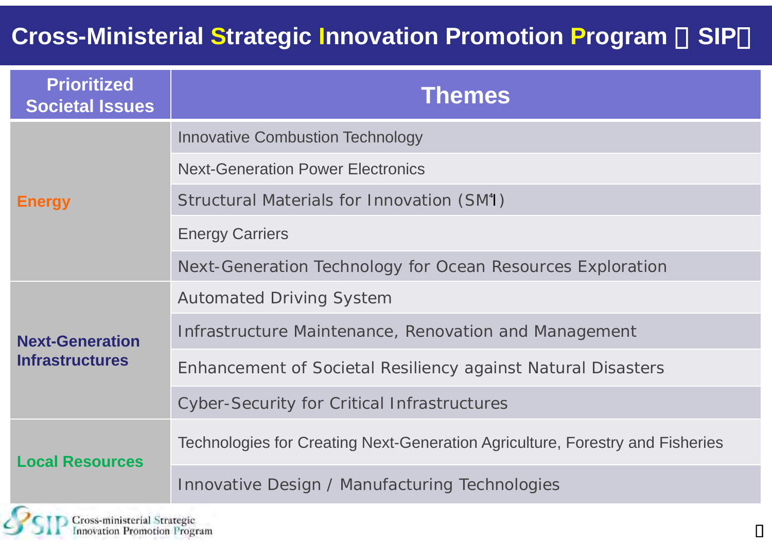# Cross-Ministerial Strategic Innovation Promotion Program （SIP）

| Prioritized Societal Issues | Themes |
|---|---|
| Energy | Innovative Combustion Technology |
| | Next-Generation Power Electronics |
| | Structural Materials for Innovation (SM[4]I) |
| | Energy Carriers |
| | Next-Generation Technology for Ocean Resources Exploration |
| Next-Generation Infrastructures | Automated Driving System |
| | Infrastructure Maintenance, Renovation and Management |
| | Enhancement of Societal Resiliency against Natural Disasters |
| | Cyber-Security for Critical Infrastructures |
| Local Resources | Technologies for Creating Next-Generation Agriculture, Forestry and Fisheries |
| | Innovative Design / Manufacturing Technologies |

SIP Cross-ministerial Strategic Innovation Promotion Program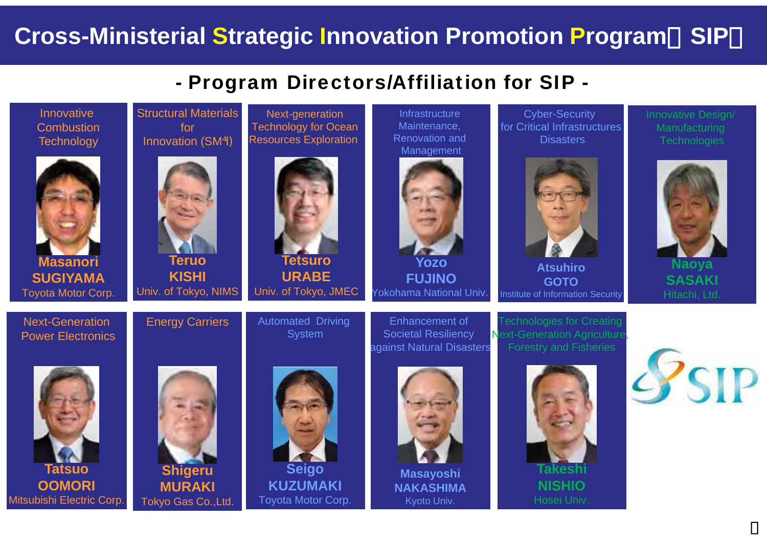# Cross-Ministerial Strategic Innovation Promotion Program（SIP）

## - Program Directors/Affiliation for SIP -

**Innovative Combustion Technology**
**Masanori SUGIYAMA**
Toyota Motor Corp.

**Structural Materials for Innovation (SM[4]I)**
**Teruo KISHI**
Univ. of Tokyo, NIMS

**Next-generation Technology for Ocean Resources Exploration**
**Tetsuro URABE**
Univ. of Tokyo, JMEC

**Infrastructure Maintenance, Renovation and Management**
**Yozo FUJINO**
Yokohama National Univ.

**Cyber-Security for Critical Infrastructures Disasters**
**Atsuhiro GOTO**
Institute of Information Security

**Innovative Design/ Manufacturing Technologies**
**Naoya SASAKI**
Hitachi, Ltd.

**Next-Generation Power Electronics**
**Tatsuo OOMORI**
Mitsubishi Electric Corp.

**Energy Carriers**
**Shigeru MURAKI**
Tokyo Gas Co.,Ltd.

**Automated Driving System**
**Seigo KUZUMAKI**
Toyota Motor Corp.

**Enhancement of Societal Resiliency against Natural Disasters**
**Masayoshi NAKASHIMA**
Kyoto Univ.

**Technologies for Creating Next-Generation Agriculture, Forestry and Fisheries**
**Takeshi NISHIO**
Hosei Univ.

SIP